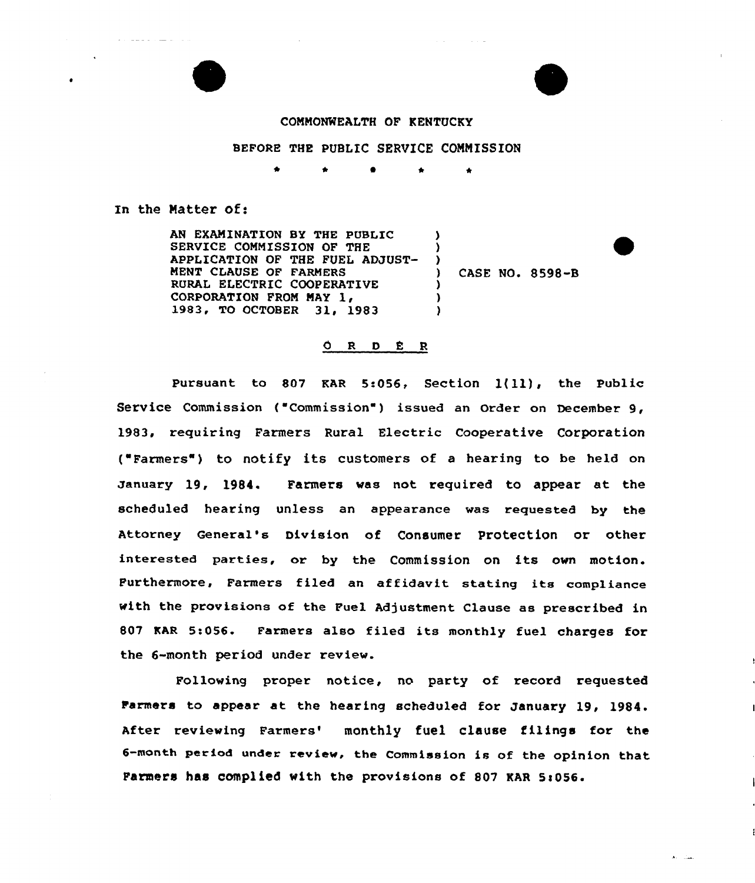COMMONWEALTH OF KENTUCKY

BEFORE THE PUBLIC SERVICE COMMISSION

\* \* \* \* \*

In the Matter of:

AN EXAMINATION BY THE PUBLIC SERVICE COMMISSION OF THE APPLICATION OF THE FUEL ADJUSTMENT CLAUSE OF FARMERS RURAL ELECTRIC COOPERATIVE CORPORATION FROM MAY 1, 1983, TO OCTOBER 31, 1983 ) CASE NO. 8598-B

## O R D E R

Pursuant to 807 KAR 5:056, Section 1(11), the Public Service Commission ("Commission") issued an Order on December 9, 1983, requiring Farmers Rural Electric Cooperative Corporation ("Farmers") to notify its customers of a hearing to be held on January 19, 1984. Farmers was not required to appear at the scheduled hearing unless an appearance was requested by the Attorney General's Division of Consumer Protection or other interested parties, or by the Commission on its own motion. Furthermore, Farmers filed an affidavit stating its compliance with the provisions of the Fuel Adjustment Clause as prescribed in 807 KAR 5:056. Farmers also filed its monthly fuel charges for the 6-month period under review.

Following proper notice, no party of record requested Farmers to appear at the hearing scheduled for January 19, 1984. After reviewing Farmers' monthly fuel clause filings for the 6-month period under review, the Commission is of the opinion that Farmers has complied with the provisions of 807 KAR 5:056.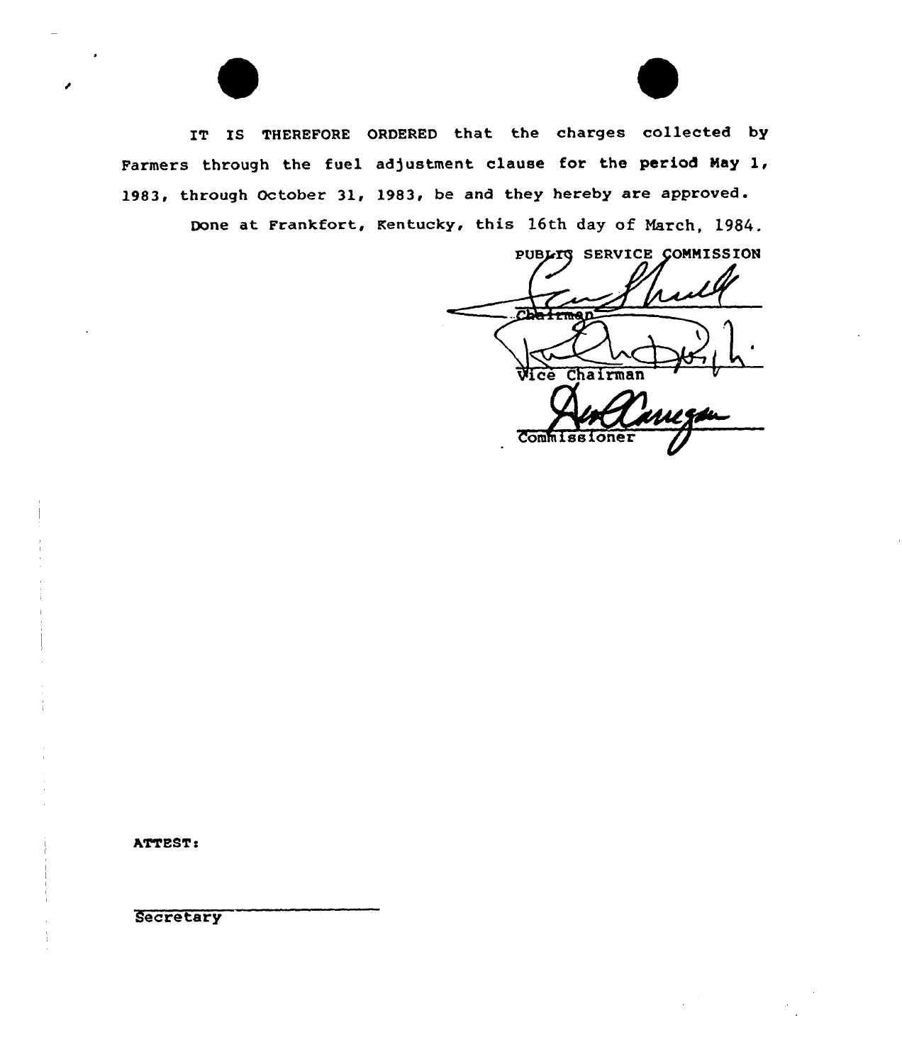IT IS THEREFORE ORDERED that the charges collected by Farmers through the fuel adjustment clause for the period May 1, 1983, through October 31, 1983, be and they hereby are approved.

Done at Frankfort, Kentucky, this 16th day of March, 1984.

PUBLIC SERVICE COMMISSION

Chairman

Vice Chairman

Commissioner

ATTEST:

Secretary